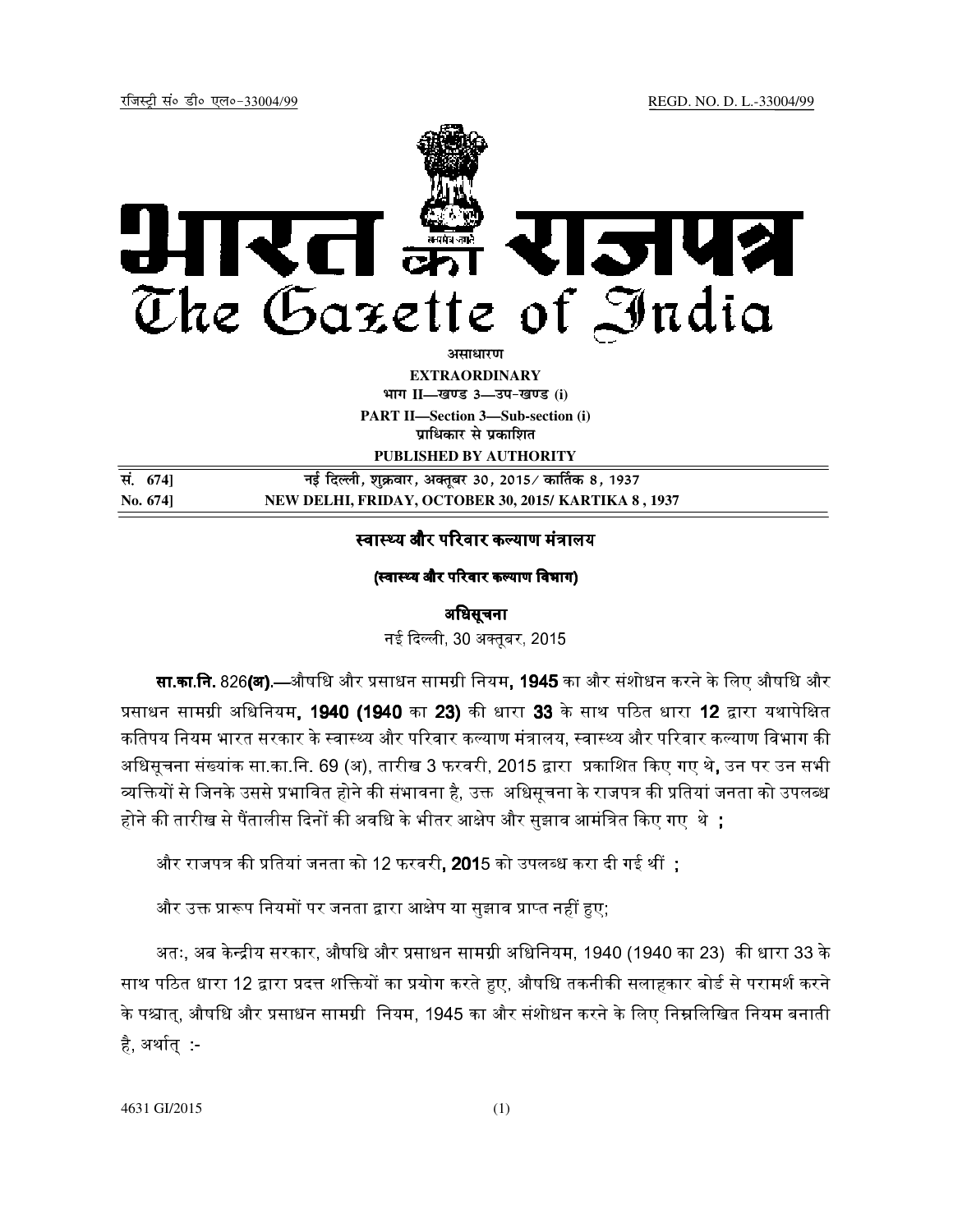रजिस्ट्री सं० डी० एल०-33004/99 REGD. NO. D. L.-33004/99

# भारत का राजपत्र
# The Gazette of India

**असाधारण**

**EXTRAORDINARY**

**भाग II—खण्ड 3—उप-खण्ड (i)**

**PART II—Section 3—Sub-section (i)**

**प्राधिकार से प्रकाशित**

**PUBLISHED BY AUTHORITY**

| | |
|---|---|
| **सं. 674]** | **नई दिल्ली, शुक्रवार, अक्तूबर 30, 2015/ कार्तिक 8, 1937** |
| **No. 674]** | **NEW DELHI, FRIDAY, OCTOBER 30, 2015/ KARTIKA 8, 1937** |

## स्वास्थ्य और परिवार कल्याण मंत्रालय

### (स्वास्थ्य और परिवार कल्याण विभाग)

### अधिसूचना

नई दिल्ली, 30 अक्तूबर, 2015

**सा.का.नि.** 826**(अ)**.—औषधि और प्रसाधन सामग्री नियम**, 1945** का और संशोधन करने के लिए औषधि और प्रसाधन सामग्री अधिनियम**, 1940 (1940** का **23)** की धारा **33** के साथ पठित धारा **12** द्वारा यथापेक्षित कतिपय नियम भारत सरकार के स्वास्थ्य और परिवार कल्याण मंत्रालय, स्वास्थ्य और परिवार कल्याण विभाग की अधिसूचना संख्यांक सा.का.नि. 69 (अ), तारीख 3 फरवरी, 2015 द्वारा प्रकाशित किए गए थे**,** उन पर उन सभी व्यक्तियों से जिनके उससे प्रभावित होने की संभावना है, उक्त अधिसूचना के राजपत्र की प्रतियां जनता को उपलब्ध होने की तारीख से पैंतालीस दिनों की अवधि के भीतर आक्षेप और सुझाव आमंत्रित किए गए थे **;**

और राजपत्र की प्रतियां जनता को 12 फरवरी**, 201**5 को उपलब्ध करा दी गई थीं **;**

और उक्त प्रारूप नियमों पर जनता द्वारा आक्षेप या सुझाव प्राप्त नहीं हुए;

अतः, अब केन्द्रीय सरकार, औषधि और प्रसाधन सामग्री अधिनियम, 1940 (1940 का 23) की धारा 33 के साथ पठित धारा 12 द्वारा प्रदत्त शक्तियों का प्रयोग करते हुए, औषधि तकनीकी सलाहकार बोर्ड से परामर्श करने के पश्चात्, औषधि और प्रसाधन सामग्री नियम, 1945 का और संशोधन करने के लिए निम्नलिखित नियम बनाती है, अर्थात् :-

4631 GI/2015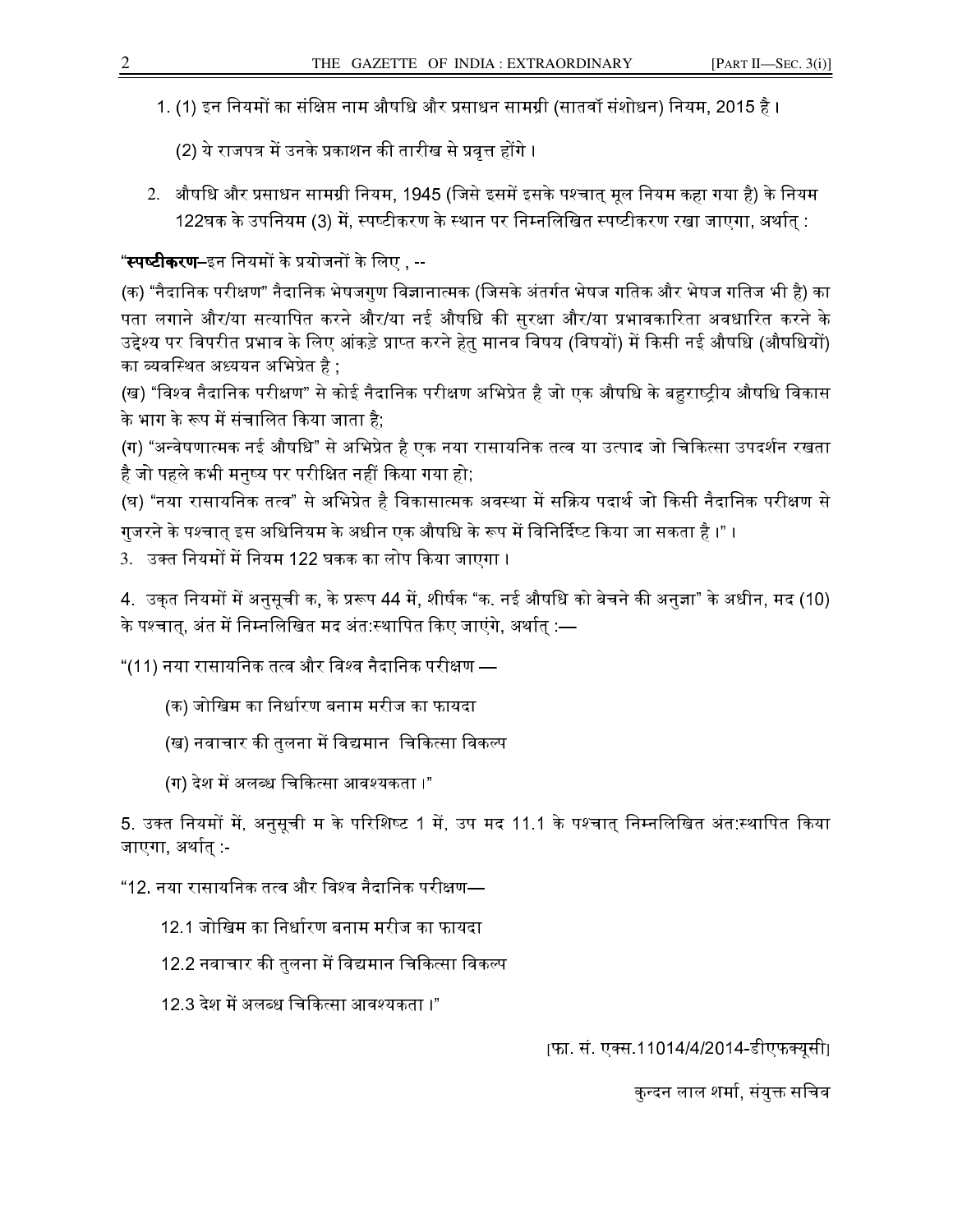1. (1) इन नियमों का संक्षिप्त नाम औषधि और प्रसाधन सामग्री (सातवाँ संशोधन) नियम, 2015 है ।

   (2) ये राजपत्र में उनके प्रकाशन की तारीख से प्रवृत्त होंगे ।

2. औषधि और प्रसाधन सामग्री नियम, 1945 (जिसे इसमें इसके पश्चात् मूल नियम कहा गया है) के नियम 122घक के उपनियम (3) में, स्पष्टीकरण के स्थान पर निम्नलिखित स्पष्टीकरण रखा जाएगा, अर्थात् :

"**स्पष्टीकरण**–इन नियमों के प्रयोजनों के लिए , --

(क) "नैदानिक परीक्षण" नैदानिक भेषजगुण विज्ञानात्मक (जिसके अंतर्गत भेषज गतिक और भेषज गतिज भी है) का पता लगाने और/या सत्यापित करने और/या नई औषधि की सुरक्षा और/या प्रभावकारिता अवधारित करने के उद्देश्य पर विपरीत प्रभाव के लिए आंकड़े प्राप्त करने हेतु मानव विषय (विषयों) में किसी नई औषधि (औषधियों) का व्यवस्थित अध्ययन अभिप्रेत है ;

(ख) "विश्व नैदानिक परीक्षण" से कोई नैदानिक परीक्षण अभिप्रेत है जो एक औषधि के बहुराष्ट्रीय औषधि विकास के भाग के रूप में संचालित किया जाता है;

(ग) "अन्वेषणात्मक नई औषधि" से अभिप्रेत है एक नया रासायनिक तत्व या उत्पाद जो चिकित्सा उपदर्शन रखता है जो पहले कभी मनुष्य पर परीक्षित नहीं किया गया हो;

(घ) "नया रासायनिक तत्व" से अभिप्रेत है विकासात्मक अवस्था में सक्रिय पदार्थ जो किसी नैदानिक परीक्षण से गुजरने के पश्चात् इस अधिनियम के अधीन एक औषधि के रूप में विनिर्दिष्ट किया जा सकता है ।" ।

3. उक्त नियमों में नियम 122 घकक का लोप किया जाएगा ।

4. उक्त नियमों में अनुसूची क, के प्ररूप 44 में, शीर्षक "क. नई औषधि को बेचने की अनुज्ञा" के अधीन, मद (10) के पश्चात्, अंत में निम्नलिखित मद अंत:स्थापित किए जाएंगे, अर्थात् :—

"(11) नया रासायनिक तत्व और विश्व नैदानिक परीक्षण —

   (क) जोखिम का निर्धारण बनाम मरीज का फायदा

   (ख) नवाचार की तुलना में विद्यमान चिकित्सा विकल्प

   (ग) देश में अलब्ध चिकित्सा आवश्यकता ।"

5. उक्त नियमों में, अनुसूची म के परिशिष्ट 1 में, उप मद 11.1 के पश्चात् निम्नलिखित अंत:स्थापित किया जाएगा, अर्थात् :-

"12. नया रासायनिक तत्व और विश्व नैदानिक परीक्षण—

   12.1 जोखिम का निर्धारण बनाम मरीज का फायदा

   12.2 नवाचार की तुलना में विद्यमान चिकित्सा विकल्प

   12.3 देश में अलब्ध चिकित्सा आवश्यकता ।"

[फा. सं. एक्स.11014/4/2014-डीएफक्यूसी]

कुन्दन लाल शर्मा, संयुक्त सचिव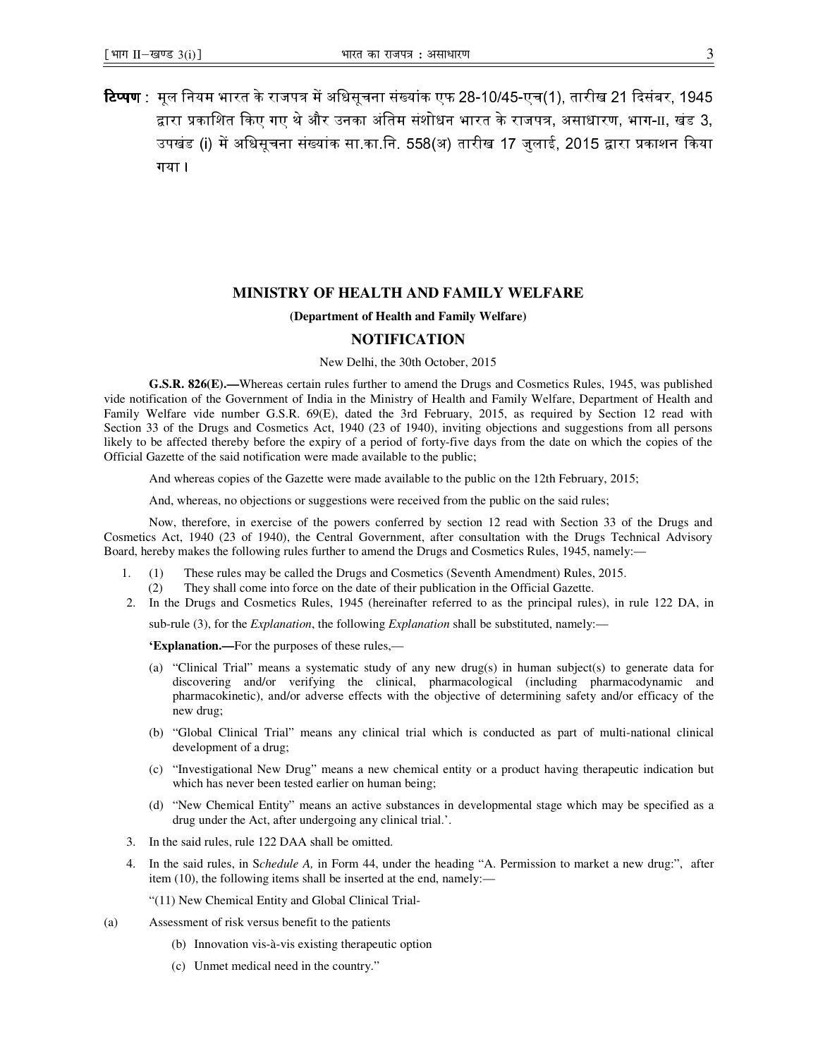**टिप्पण :** मूल नियम भारत के राजपत्र में अधिसूचना संख्यांक एफ 28-10/45-एच(1), तारीख 21 दिसंबर, 1945 द्वारा प्रकाशित किए गए थे और उनका अंतिम संशोधन भारत के राजपत्र, असाधारण, भाग-II, खंड 3, उपखंड (i) में अधिसूचना संख्यांक सा.का.नि. 558(अ) तारीख 17 जुलाई, 2015 द्वारा प्रकाशन किया गया।

## MINISTRY OF HEALTH AND FAMILY WELFARE

**(Department of Health and Family Welfare)**

## NOTIFICATION

New Delhi, the 30th October, 2015

**G.S.R. 826(E).—**Whereas certain rules further to amend the Drugs and Cosmetics Rules, 1945, was published vide notification of the Government of India in the Ministry of Health and Family Welfare, Department of Health and Family Welfare vide number G.S.R. 69(E), dated the 3rd February, 2015, as required by Section 12 read with Section 33 of the Drugs and Cosmetics Act, 1940 (23 of 1940), inviting objections and suggestions from all persons likely to be affected thereby before the expiry of a period of forty-five days from the date on which the copies of the Official Gazette of the said notification were made available to the public;

And whereas copies of the Gazette were made available to the public on the 12th February, 2015;

And, whereas, no objections or suggestions were received from the public on the said rules;

Now, therefore, in exercise of the powers conferred by section 12 read with Section 33 of the Drugs and Cosmetics Act, 1940 (23 of 1940), the Central Government, after consultation with the Drugs Technical Advisory Board, hereby makes the following rules further to amend the Drugs and Cosmetics Rules, 1945, namely:—

1. (1) These rules may be called the Drugs and Cosmetics (Seventh Amendment) Rules, 2015.
   (2) They shall come into force on the date of their publication in the Official Gazette.
2. In the Drugs and Cosmetics Rules, 1945 (hereinafter referred to as the principal rules), in rule 122 DA, in sub-rule (3), for the *Explanation*, the following *Explanation* shall be substituted, namely:—

   **'Explanation.—**For the purposes of these rules,—

   (a) "Clinical Trial" means a systematic study of any new drug(s) in human subject(s) to generate data for discovering and/or verifying the clinical, pharmacological (including pharmacodynamic and pharmacokinetic), and/or adverse effects with the objective of determining safety and/or efficacy of the new drug;

   (b) "Global Clinical Trial" means any clinical trial which is conducted as part of multi-national clinical development of a drug;

   (c) "Investigational New Drug" means a new chemical entity or a product having therapeutic indication but which has never been tested earlier on human being;

   (d) "New Chemical Entity" means an active substances in developmental stage which may be specified as a drug under the Act, after undergoing any clinical trial.'.
3. In the said rules, rule 122 DAA shall be omitted.
4. In the said rules, in S*chedule A,* in Form 44, under the heading "A. Permission to market a new drug:", after item (10), the following items shall be inserted at the end, namely:—

   "(11) New Chemical Entity and Global Clinical Trial-

   (a) Assessment of risk versus benefit to the patients

   (b) Innovation vis-à-vis existing therapeutic option

   (c) Unmet medical need in the country."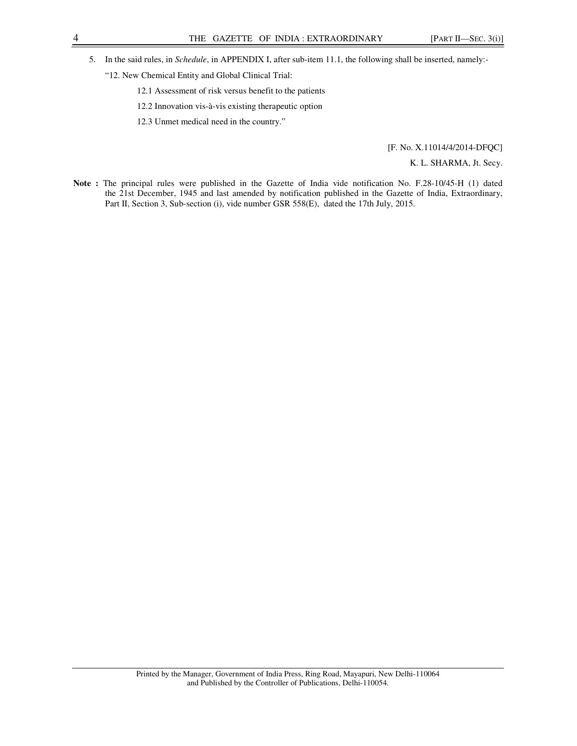5. In the said rules, in *Schedule*, in APPENDIX I, after sub-item 11.1, the following shall be inserted, namely:-

"12. New Chemical Entity and Global Clinical Trial:

12.1 Assessment of risk versus benefit to the patients

12.2 Innovation vis-à-vis existing therapeutic option

12.3 Unmet medical need in the country."

[F. No. X.11014/4/2014-DFQC]

K. L. SHARMA, Jt. Secy.

**Note :** The principal rules were published in the Gazette of India vide notification No. F.28-10/45-H (1) dated the 21st December, 1945 and last amended by notification published in the Gazette of India, Extraordinary, Part II, Section 3, Sub-section (i), vide number GSR 558(E), dated the 17th July, 2015.

Printed by the Manager, Government of India Press, Ring Road, Mayapuri, New Delhi-110064 and Published by the Controller of Publications, Delhi-110054.